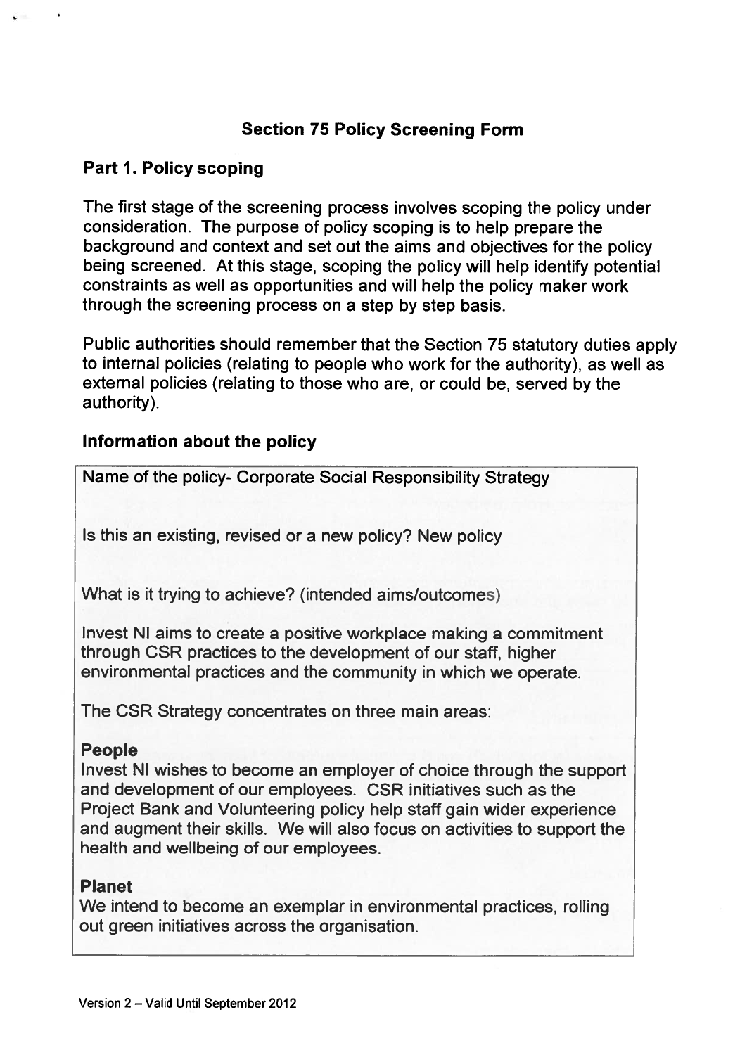# Section 75 Policy Screening Form

## Part 1. Policy scoping

The first stage of the screening process involves scoping the policy under consideration. The purpose of policy scoping is to help prepare the background and context and set out the aims and objectives for the policy being screened. At this stage, scoping the policy will help identify potential constraints as well as opportunities and will help the policy maker work through the screening process on a step by step basis.

Public authorities should remember that the Section 75 statutory duties apply to internal policies (relating to people who work for the authority), as well as external policies (relating to those who are, or could be, served by the authority).

### Information about the policy

Name of the policy- Corporate Social Responsibility Strategy

Is this an existing, revised or a new policy? New policy

What is it trying to achieve? (intended aims/outcomes)

Invest NI aims to create a positive workplace making a commitment through CSR practices to the development of our staff, higher environmental practices and the community in which we operate.

The CSR Strategy concentrates on three main areas:

**People**

Invest NI wishes to become an employer of choice through the support and development of our employees. CSR initiatives such as the Project Bank and Volunteering policy help staff gain wider experience and augment their skills. We will also focus on activities to support the health and wellbeing of our employees.

**Planet**

We intend to become an exemplar in environmental practices, rolling out green initiatives across the organisation.

Version 2 – Valid Until September 2012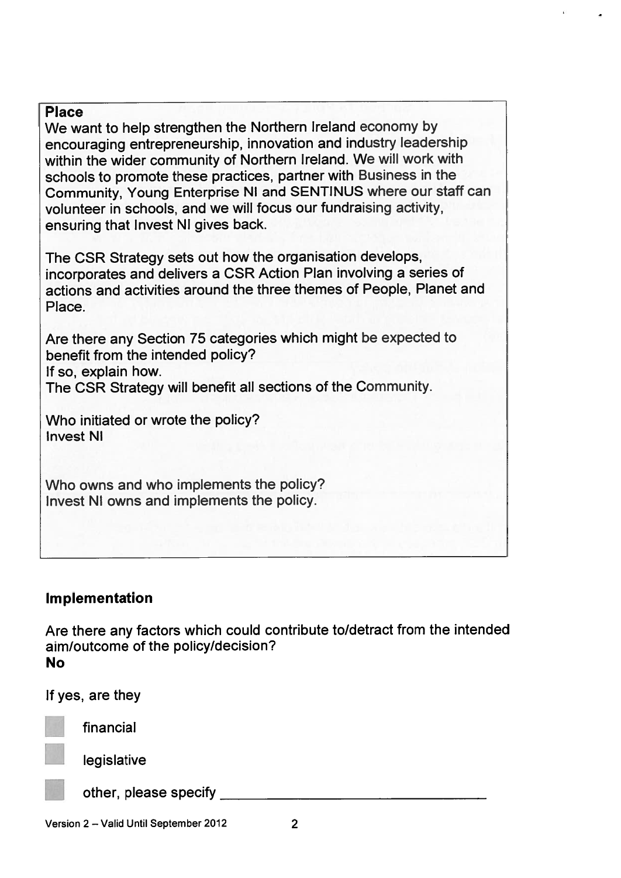**Place**

We want to help strengthen the Northern Ireland economy by encouraging entrepreneurship, innovation and industry leadership within the wider community of Northern Ireland. We will work with schools to promote these practices, partner with Business in the Community, Young Enterprise NI and SENTINUS where our staff can volunteer in schools, and we will focus our fundraising activity, ensuring that Invest NI gives back.

The CSR Strategy sets out how the organisation develops, incorporates and delivers a CSR Action Plan involving a series of actions and activities around the three themes of People, Planet and Place.

Are there any Section 75 categories which might be expected to benefit from the intended policy?
If so, explain how.
The CSR Strategy will benefit all sections of the Community.

Who initiated or wrote the policy?
Invest NI

Who owns and who implements the policy?
Invest NI owns and implements the policy.

## Implementation

Are there any factors which could contribute to/detract from the intended aim/outcome of the policy/decision?
**No**

If yes, are they

- [ ] financial
- [ ] legislative
- [ ] other, please specify ______________________

Version 2 – Valid Until September 2012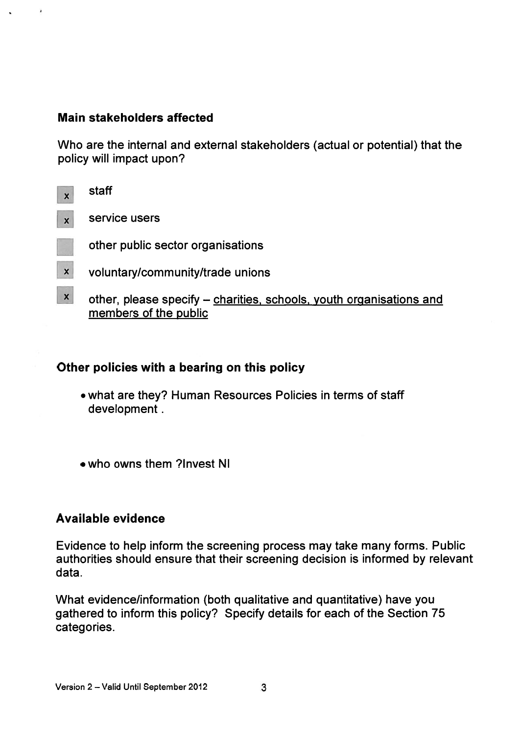### Main stakeholders affected

Who are the internal and external stakeholders (actual or potential) that the policy will impact upon?

- [x] staff
- [x] service users
- [ ] other public sector organisations
- [x] voluntary/community/trade unions
- [x] other, please specify – charities, schools, youth organisations and members of the public

### Other policies with a bearing on this policy

- what are they? Human Resources Policies in terms of staff development .
- who owns them ?Invest NI

### Available evidence

Evidence to help inform the screening process may take many forms. Public authorities should ensure that their screening decision is informed by relevant data.

What evidence/information (both qualitative and quantitative) have you gathered to inform this policy? Specify details for each of the Section 75 categories.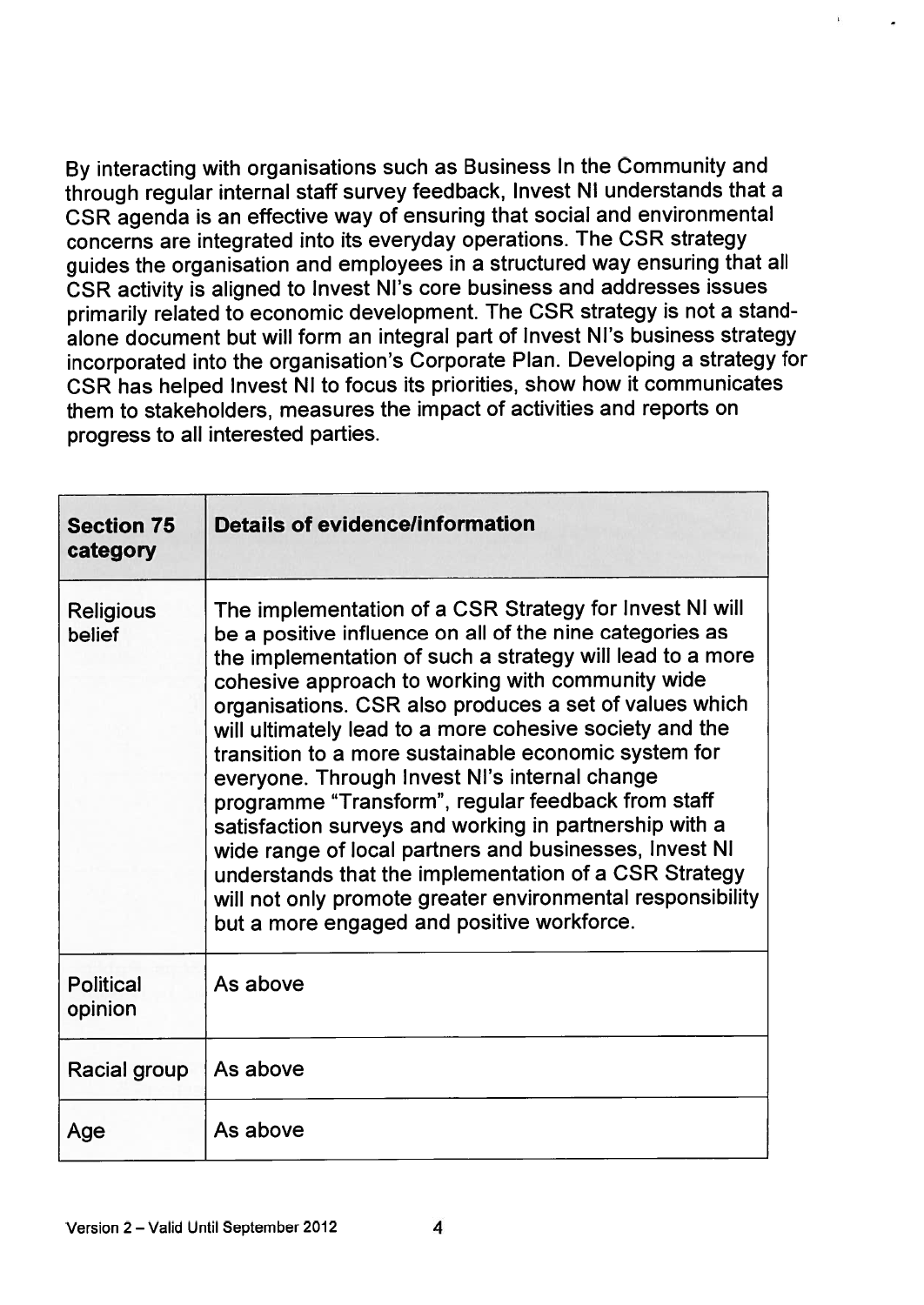By interacting with organisations such as Business In the Community and through regular internal staff survey feedback, Invest NI understands that a CSR agenda is an effective way of ensuring that social and environmental concerns are integrated into its everyday operations. The CSR strategy guides the organisation and employees in a structured way ensuring that all CSR activity is aligned to Invest NI's core business and addresses issues primarily related to economic development. The CSR strategy is not a stand-alone document but will form an integral part of Invest NI's business strategy incorporated into the organisation's Corporate Plan. Developing a strategy for CSR has helped Invest NI to focus its priorities, show how it communicates them to stakeholders, measures the impact of activities and reports on progress to all interested parties.

| Section 75 category | Details of evidence/information |
| --- | --- |
| Religious belief | The implementation of a CSR Strategy for Invest NI will be a positive influence on all of the nine categories as the implementation of such a strategy will lead to a more cohesive approach to working with community wide organisations. CSR also produces a set of values which will ultimately lead to a more cohesive society and the transition to a more sustainable economic system for everyone. Through Invest NI's internal change programme "Transform", regular feedback from staff satisfaction surveys and working in partnership with a wide range of local partners and businesses, Invest NI understands that the implementation of a CSR Strategy will not only promote greater environmental responsibility but a more engaged and positive workforce. |
| Political opinion | As above |
| Racial group | As above |
| Age | As above |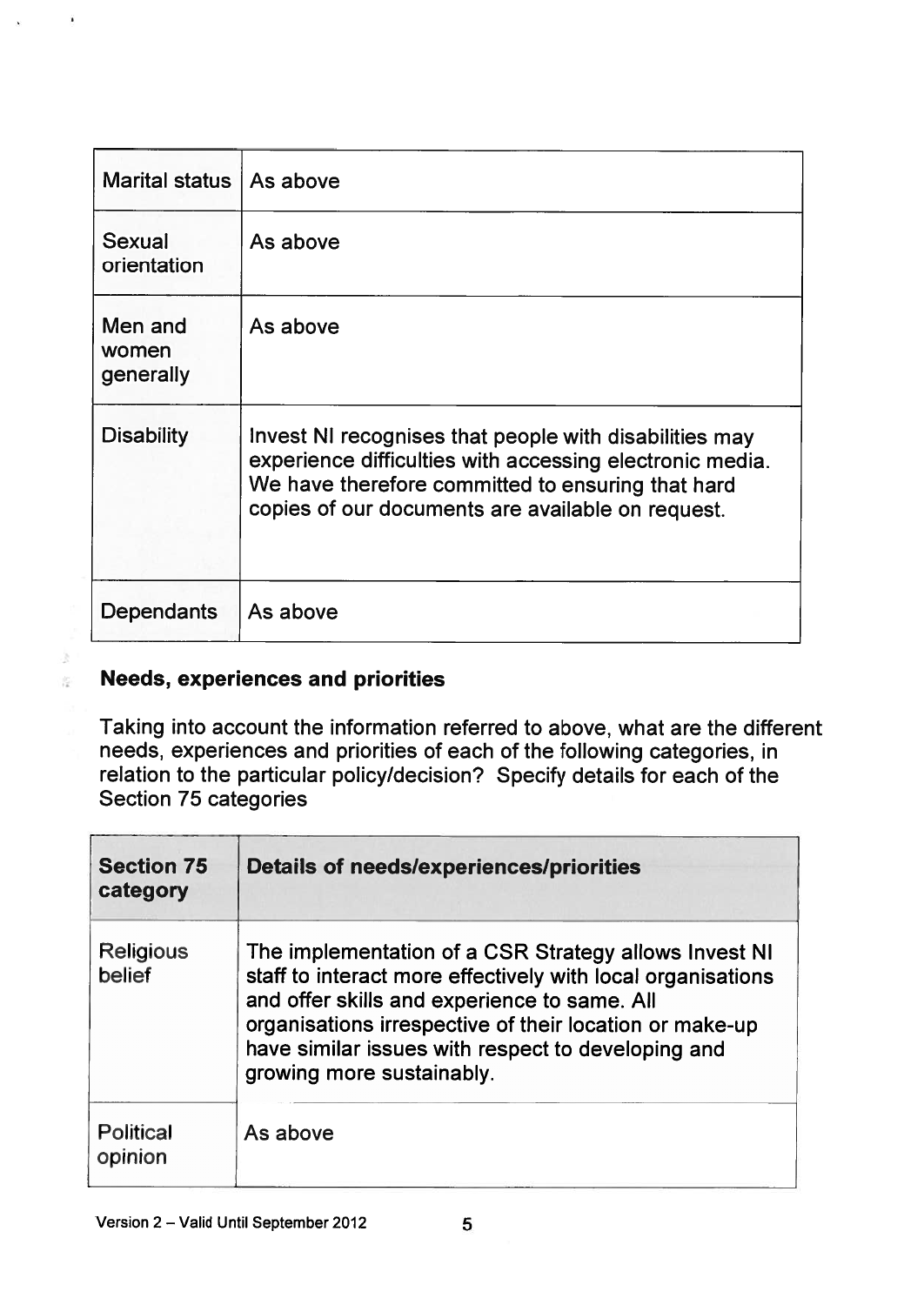| | |
|---|---|
| Marital status | As above |
| Sexual orientation | As above |
| Men and women generally | As above |
| Disability | Invest NI recognises that people with disabilities may experience difficulties with accessing electronic media. We have therefore committed to ensuring that hard copies of our documents are available on request. |
| Dependants | As above |

**Needs, experiences and priorities**

Taking into account the information referred to above, what are the different needs, experiences and priorities of each of the following categories, in relation to the particular policy/decision? Specify details for each of the Section 75 categories

| Section 75 category | Details of needs/experiences/priorities |
|---|---|
| Religious belief | The implementation of a CSR Strategy allows Invest NI staff to interact more effectively with local organisations and offer skills and experience to same. All organisations irrespective of their location or make-up have similar issues with respect to developing and growing more sustainably. |
| Political opinion | As above |

Version 2 – Valid Until September 2012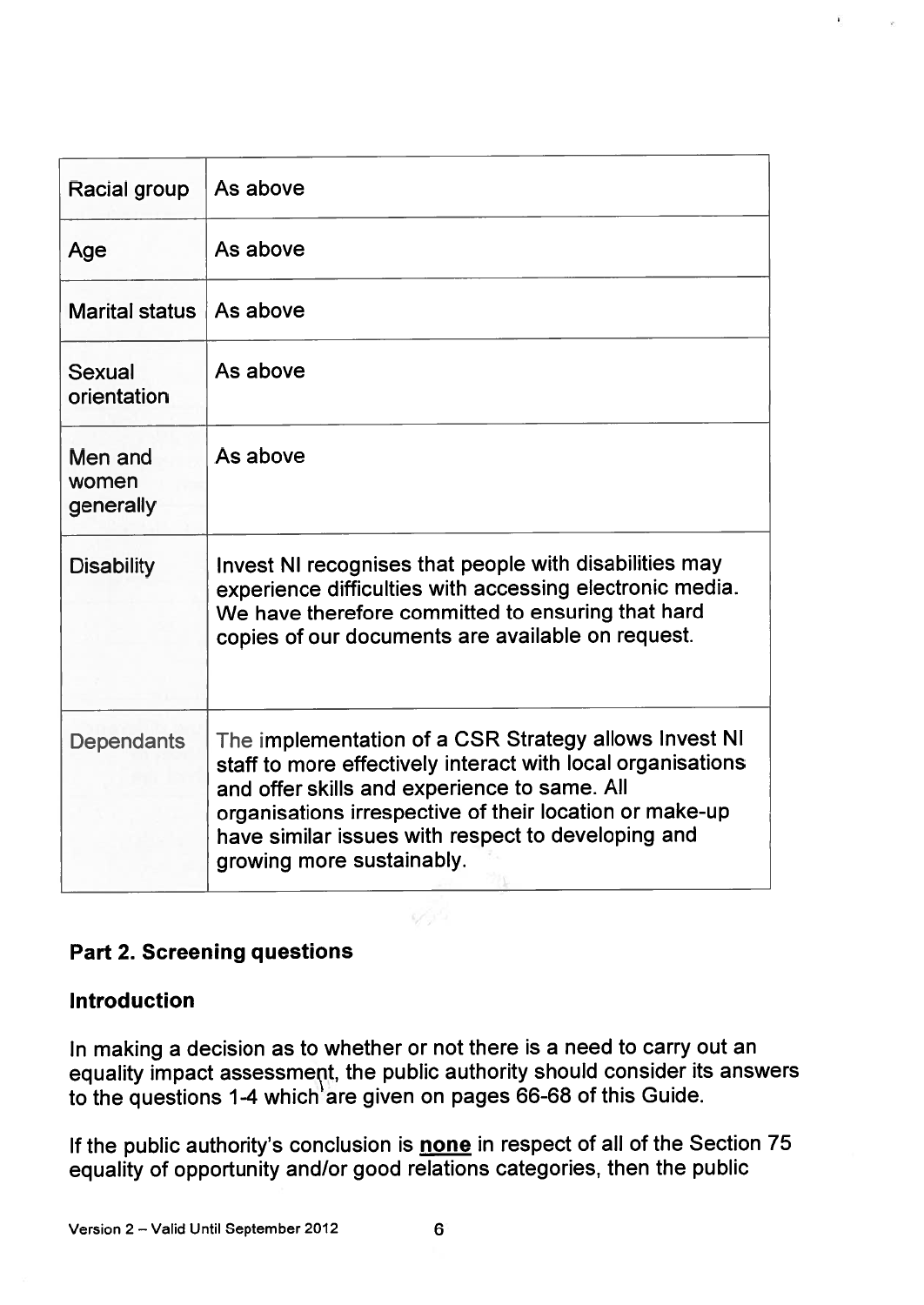| | |
|---|---|
| Racial group | As above |
| Age | As above |
| Marital status | As above |
| Sexual orientation | As above |
| Men and women generally | As above |
| Disability | Invest NI recognises that people with disabilities may experience difficulties with accessing electronic media. We have therefore committed to ensuring that hard copies of our documents are available on request. |
| Dependants | The implementation of a CSR Strategy allows Invest NI staff to more effectively interact with local organisations and offer skills and experience to same. All organisations irrespective of their location or make-up have similar issues with respect to developing and growing more sustainably. |

## Part 2. Screening questions

### Introduction

In making a decision as to whether or not there is a need to carry out an equality impact assessment, the public authority should consider its answers to the questions 1-4 which are given on pages 66-68 of this Guide.

If the public authority's conclusion is **none** in respect of all of the Section 75 equality of opportunity and/or good relations categories, then the public

Version 2 – Valid Until September 2012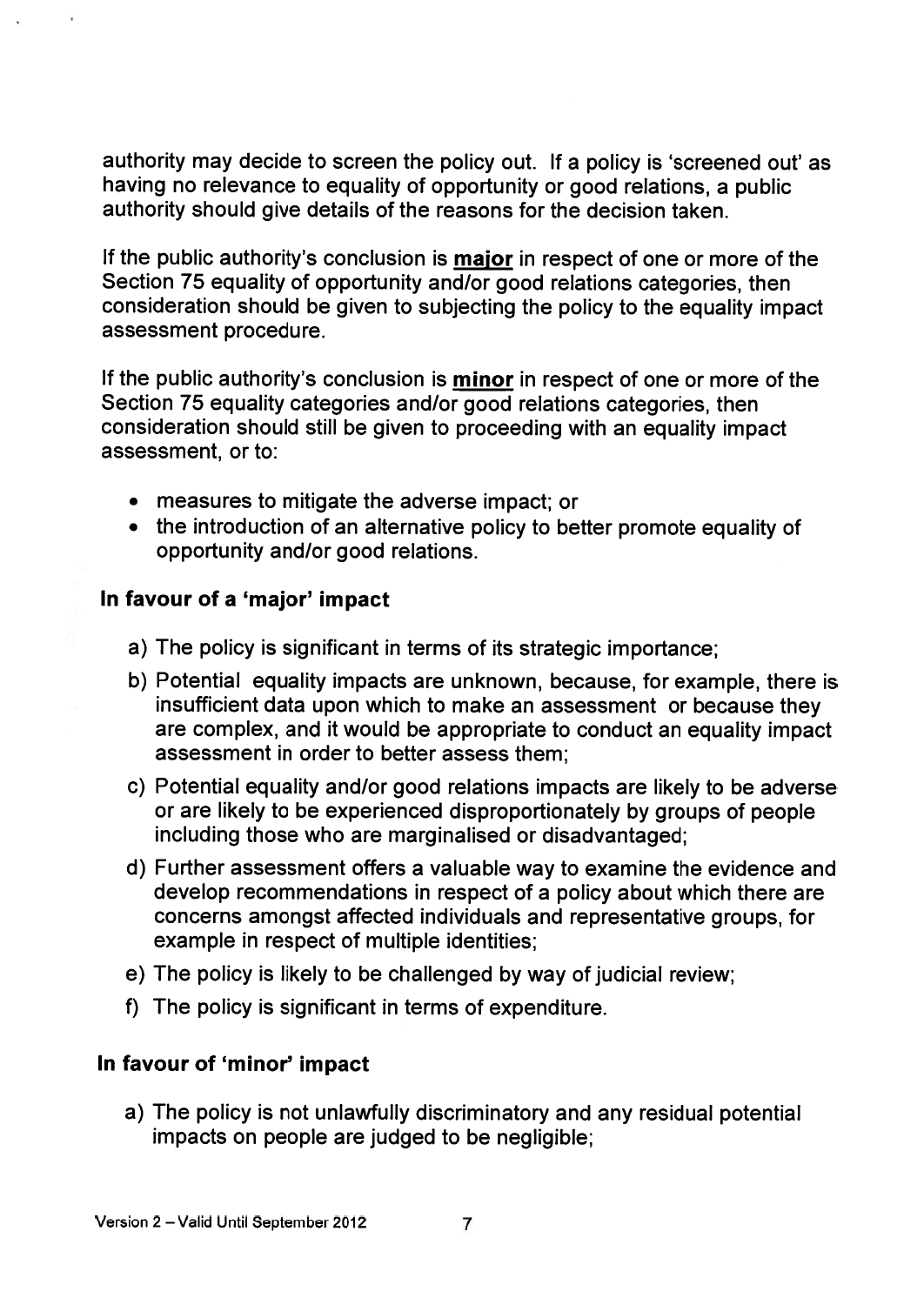authority may decide to screen the policy out. If a policy is 'screened out' as having no relevance to equality of opportunity or good relations, a public authority should give details of the reasons for the decision taken.

If the public authority's conclusion is **major** in respect of one or more of the Section 75 equality of opportunity and/or good relations categories, then consideration should be given to subjecting the policy to the equality impact assessment procedure.

If the public authority's conclusion is **minor** in respect of one or more of the Section 75 equality categories and/or good relations categories, then consideration should still be given to proceeding with an equality impact assessment, or to:

- measures to mitigate the adverse impact; or
- the introduction of an alternative policy to better promote equality of opportunity and/or good relations.

### In favour of a 'major' impact

a) The policy is significant in terms of its strategic importance;

b) Potential equality impacts are unknown, because, for example, there is insufficient data upon which to make an assessment or because they are complex, and it would be appropriate to conduct an equality impact assessment in order to better assess them;

c) Potential equality and/or good relations impacts are likely to be adverse or are likely to be experienced disproportionately by groups of people including those who are marginalised or disadvantaged;

d) Further assessment offers a valuable way to examine the evidence and develop recommendations in respect of a policy about which there are concerns amongst affected individuals and representative groups, for example in respect of multiple identities;

e) The policy is likely to be challenged by way of judicial review;

f) The policy is significant in terms of expenditure.

### In favour of 'minor' impact

a) The policy is not unlawfully discriminatory and any residual potential impacts on people are judged to be negligible;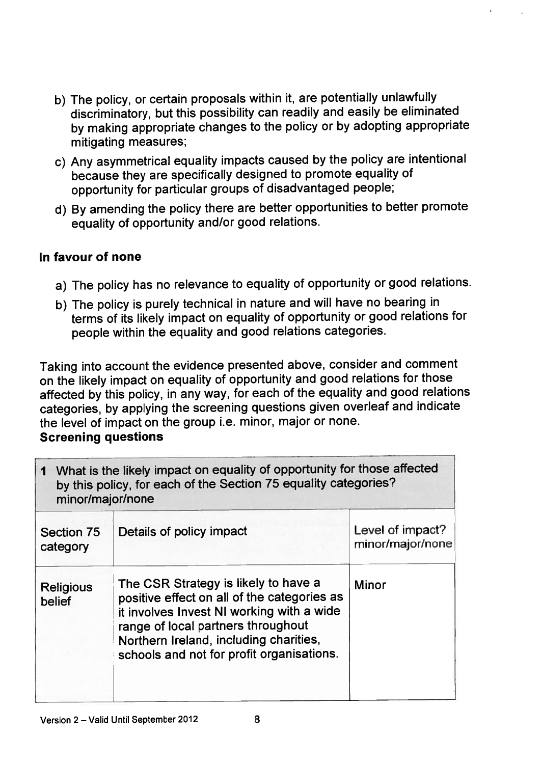b) The policy, or certain proposals within it, are potentially unlawfully discriminatory, but this possibility can readily and easily be eliminated by making appropriate changes to the policy or by adopting appropriate mitigating measures;

c) Any asymmetrical equality impacts caused by the policy are intentional because they are specifically designed to promote equality of opportunity for particular groups of disadvantaged people;

d) By amending the policy there are better opportunities to better promote equality of opportunity and/or good relations.

**In favour of none**

a) The policy has no relevance to equality of opportunity or good relations.

b) The policy is purely technical in nature and will have no bearing in terms of its likely impact on equality of opportunity or good relations for people within the equality and good relations categories.

Taking into account the evidence presented above, consider and comment on the likely impact on equality of opportunity and good relations for those affected by this policy, in any way, for each of the equality and good relations categories, by applying the screening questions given overleaf and indicate the level of impact on the group i.e. minor, major or none.

**Screening questions**

| **1** What is the likely impact on equality of opportunity for those affected by this policy, for each of the Section 75 equality categories? minor/major/none | | |
|---|---|---|
| Section 75 category | Details of policy impact | Level of impact? minor/major/none |
| Religious belief | The CSR Strategy is likely to have a positive effect on all of the categories as it involves Invest NI working with a wide range of local partners throughout Northern Ireland, including charities, schools and not for profit organisations. | Minor |

Version 2 – Valid Until September 2012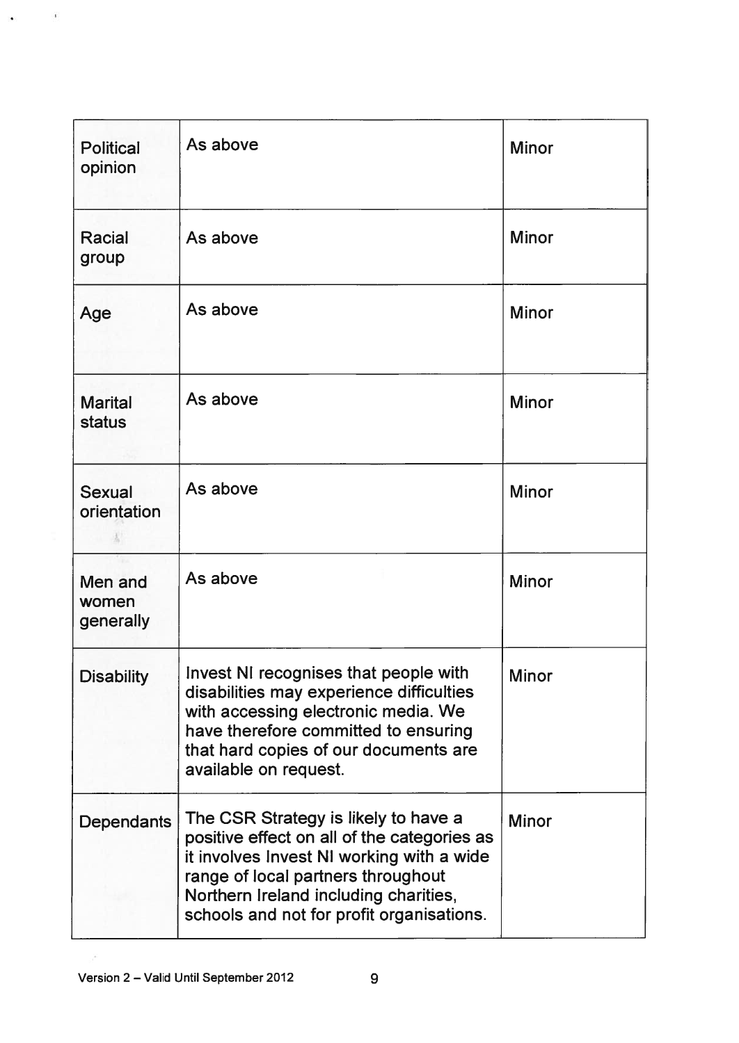| | | |
|---|---|---|
| Political opinion | As above | Minor |
| Racial group | As above | Minor |
| Age | As above | Minor |
| Marital status | As above | Minor |
| Sexual orientation | As above | Minor |
| Men and women generally | As above | Minor |
| Disability | Invest NI recognises that people with disabilities may experience difficulties with accessing electronic media. We have therefore committed to ensuring that hard copies of our documents are available on request. | Minor |
| Dependants | The CSR Strategy is likely to have a positive effect on all of the categories as it involves Invest NI working with a wide range of local partners throughout Northern Ireland including charities, schools and not for profit organisations. | Minor |

Version 2 – Valid Until September 2012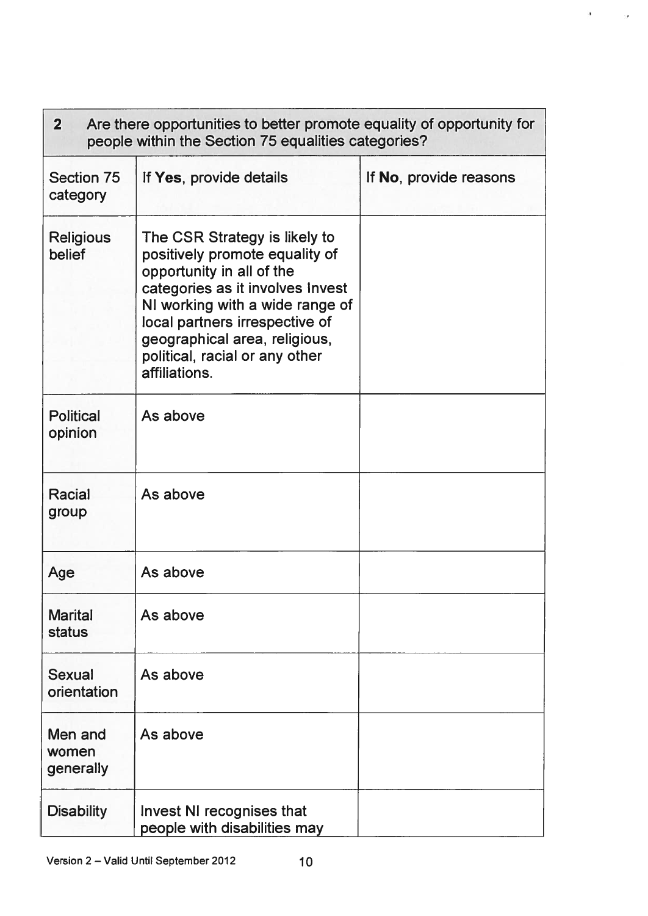| 2 Are there opportunities to better promote equality of opportunity for people within the Section 75 equalities categories? | | |
|---|---|---|
| Section 75 category | If **Yes**, provide details | If **No**, provide reasons |
| Religious belief | The CSR Strategy is likely to positively promote equality of opportunity in all of the categories as it involves Invest NI working with a wide range of local partners irrespective of geographical area, religious, political, racial or any other affiliations. | |
| Political opinion | As above | |
| Racial group | As above | |
| Age | As above | |
| Marital status | As above | |
| Sexual orientation | As above | |
| Men and women generally | As above | |
| Disability | Invest NI recognises that people with disabilities may | |

Version 2 – Valid Until September 2012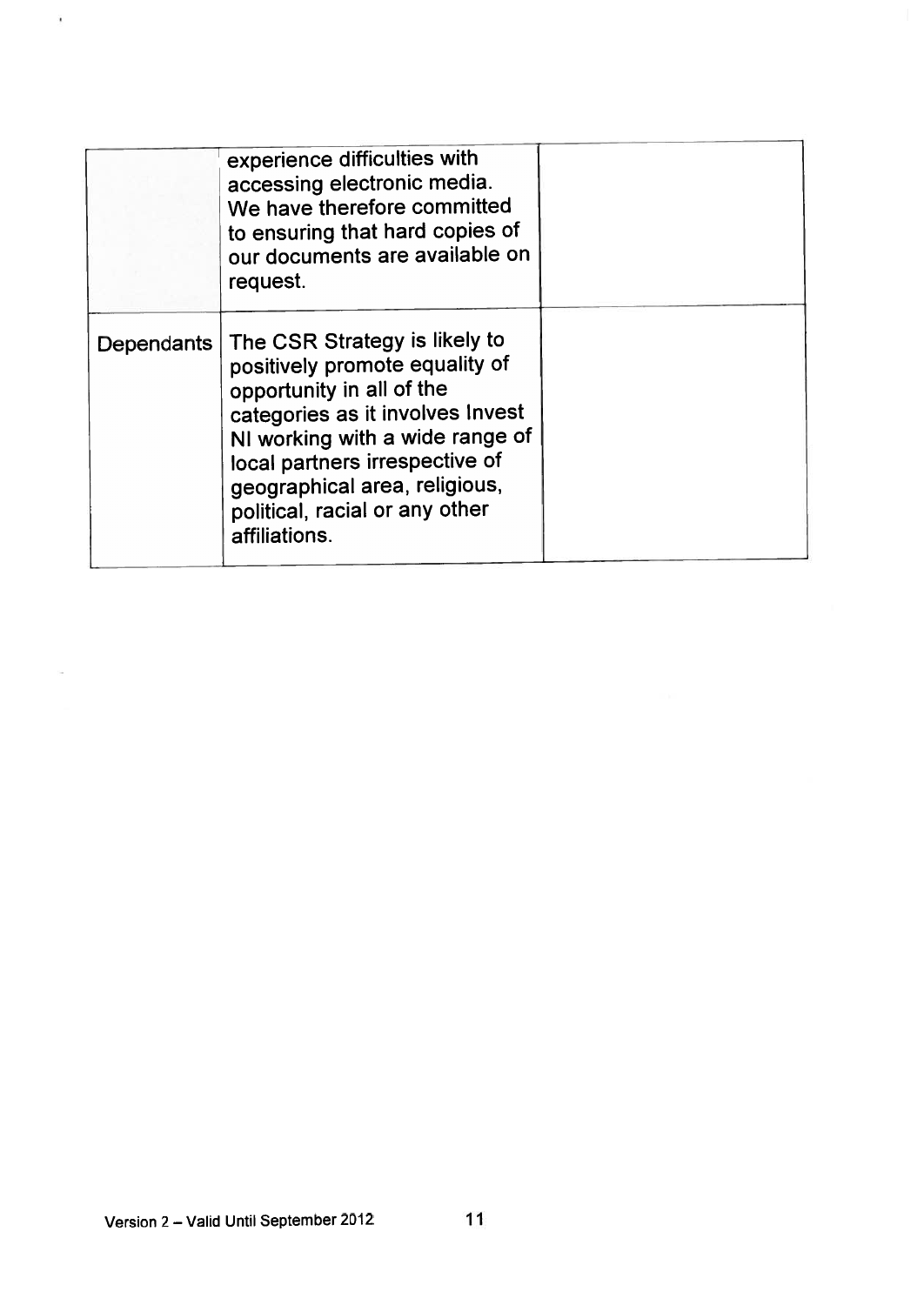| | | |
|---|---|---|
| | experience difficulties with accessing electronic media. We have therefore committed to ensuring that hard copies of our documents are available on request. | |
| Dependants | The CSR Strategy is likely to positively promote equality of opportunity in all of the categories as it involves Invest NI working with a wide range of local partners irrespective of geographical area, religious, political, racial or any other affiliations. | |

Version 2 – Valid Until September 2012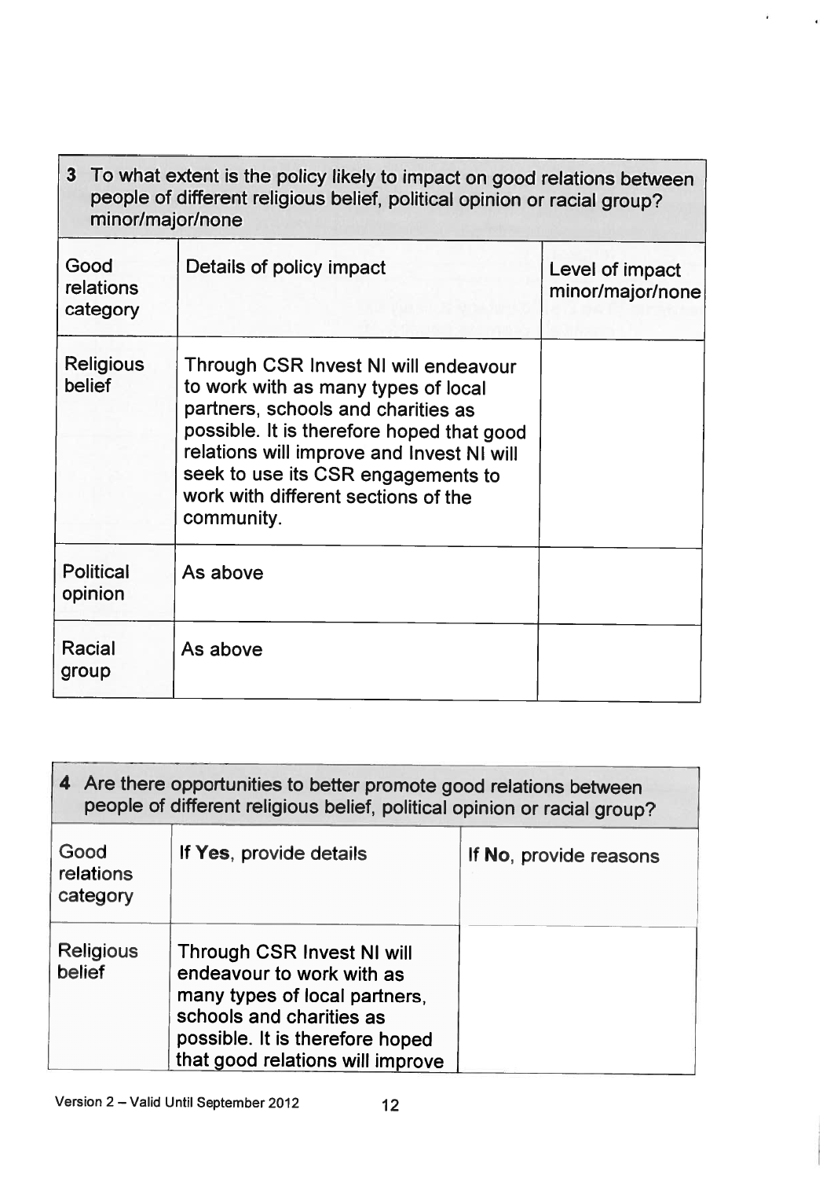| 3 To what extent is the policy likely to impact on good relations between people of different religious belief, political opinion or racial group? minor/major/none | | |
|---|---|---|
| **Good relations category** | **Details of policy impact** | **Level of impact minor/major/none** |
| Religious belief | Through CSR Invest NI will endeavour to work with as many types of local partners, schools and charities as possible. It is therefore hoped that good relations will improve and Invest NI will seek to use its CSR engagements to work with different sections of the community. | |
| Political opinion | As above | |
| Racial group | As above | |

| 4 Are there opportunities to better promote good relations between people of different religious belief, political opinion or racial group? | | |
|---|---|---|
| **Good relations category** | **If Yes, provide details** | **If No, provide reasons** |
| Religious belief | Through CSR Invest NI will endeavour to work with as many types of local partners, schools and charities as possible. It is therefore hoped that good relations will improve | |

Version 2 – Valid Until September 2012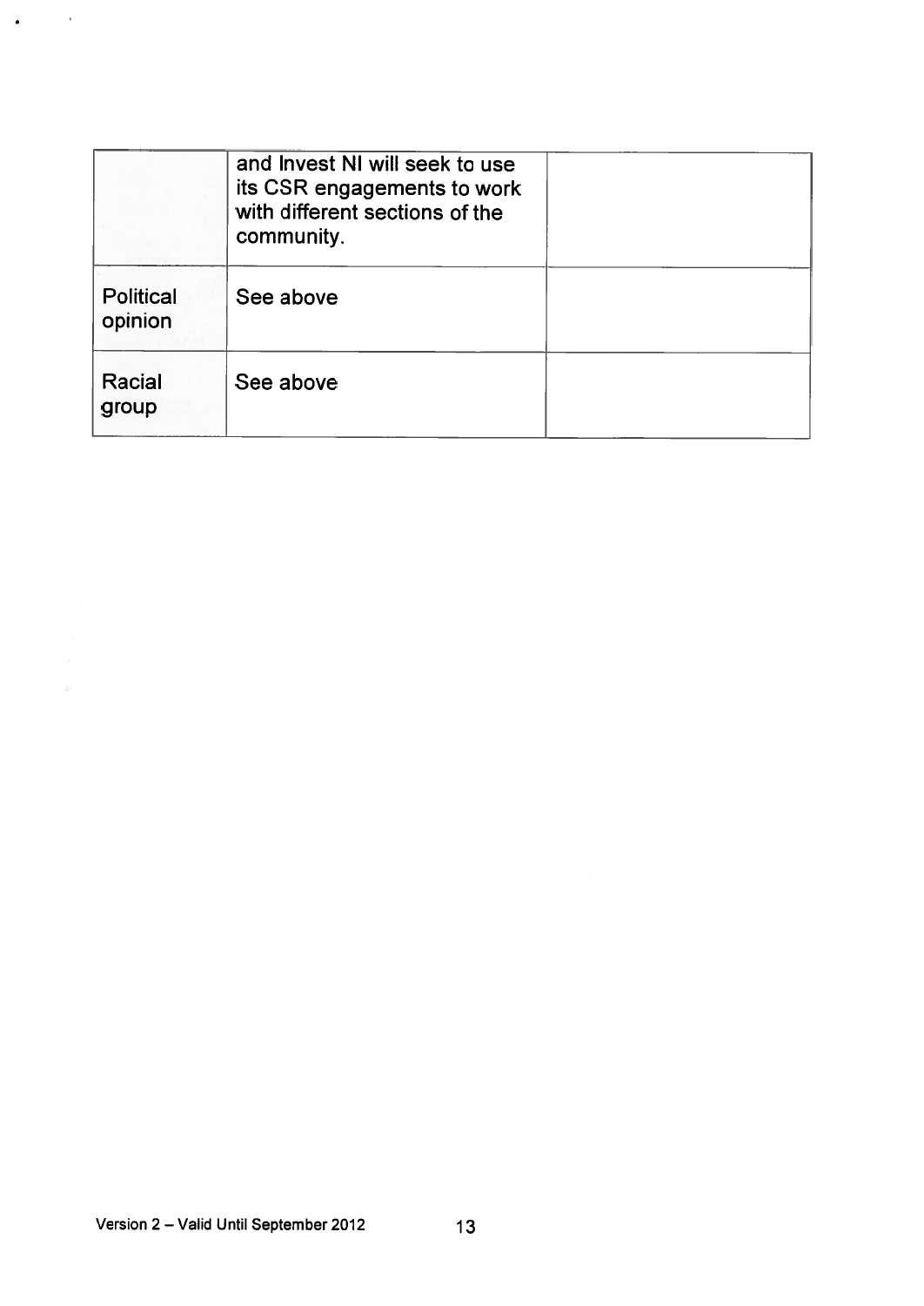| | | |
|---|---|---|
| | and Invest NI will seek to use its CSR engagements to work with different sections of the community. | |
| Political opinion | See above | |
| Racial group | See above | |

Version 2 – Valid Until September 2012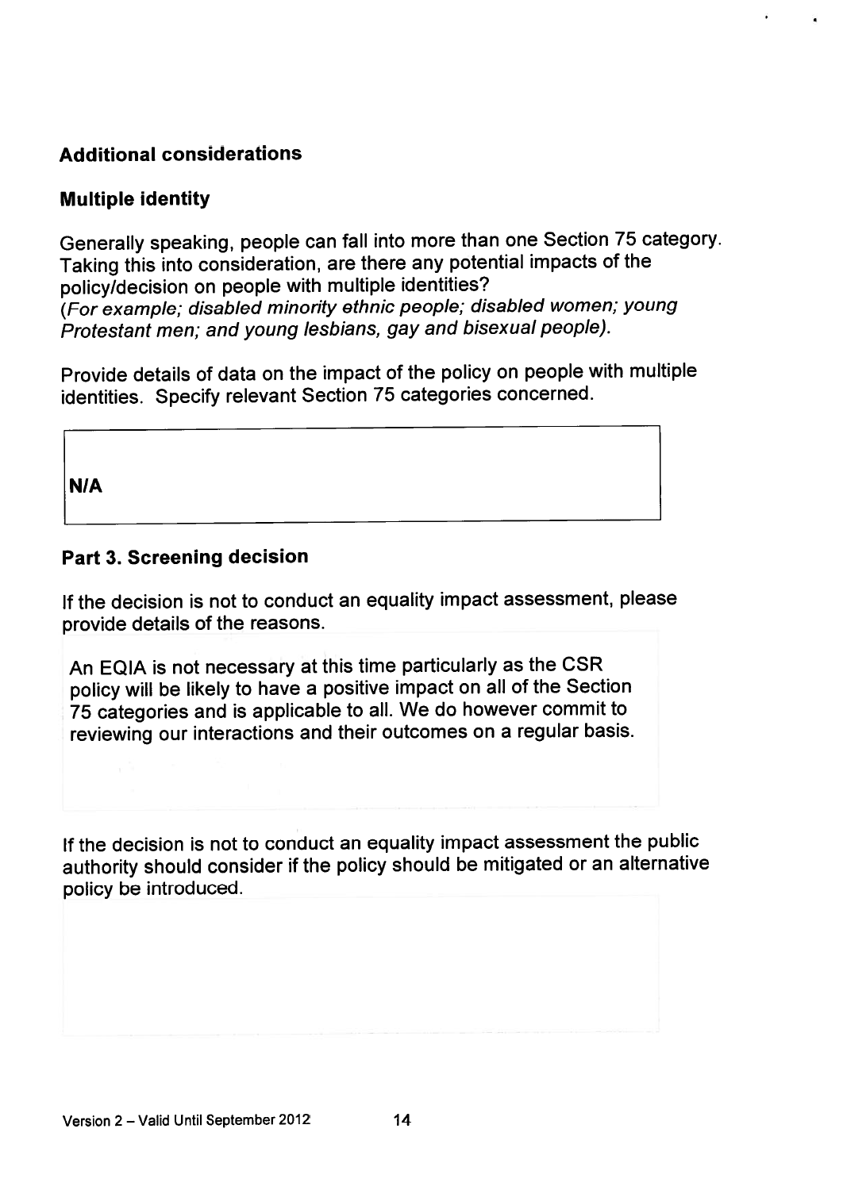### Additional considerations

### Multiple identity

Generally speaking, people can fall into more than one Section 75 category. Taking this into consideration, are there any potential impacts of the policy/decision on people with multiple identities?
*(For example; disabled minority ethnic people; disabled women; young Protestant men; and young lesbians, gay and bisexual people).*

Provide details of data on the impact of the policy on people with multiple identities. Specify relevant Section 75 categories concerned.

| **N/A** |
|---|

### Part 3. Screening decision

If the decision is not to conduct an equality impact assessment, please provide details of the reasons.

| An EQIA is not necessary at this time particularly as the CSR policy will be likely to have a positive impact on all of the Section 75 categories and is applicable to all. We do however commit to reviewing our interactions and their outcomes on a regular basis. |
|---|

If the decision is not to conduct an equality impact assessment the public authority should consider if the policy should be mitigated or an alternative policy be introduced.

| |
|---|

Version 2 – Valid Until September 2012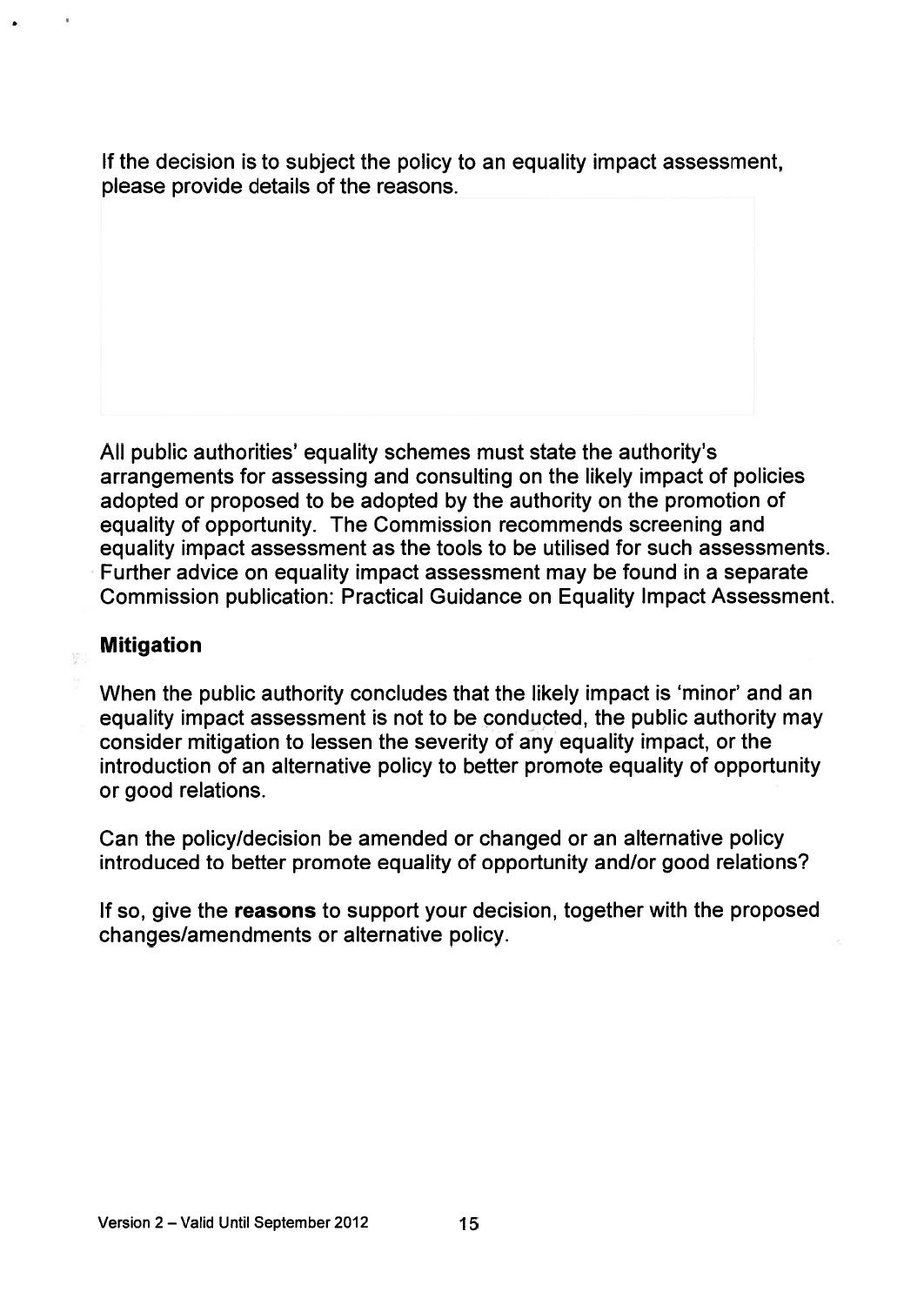If the decision is to subject the policy to an equality impact assessment, please provide details of the reasons.

All public authorities' equality schemes must state the authority's arrangements for assessing and consulting on the likely impact of policies adopted or proposed to be adopted by the authority on the promotion of equality of opportunity. The Commission recommends screening and equality impact assessment as the tools to be utilised for such assessments. Further advice on equality impact assessment may be found in a separate Commission publication: Practical Guidance on Equality Impact Assessment.

**Mitigation**

When the public authority concludes that the likely impact is 'minor' and an equality impact assessment is not to be conducted, the public authority may consider mitigation to lessen the severity of any equality impact, or the introduction of an alternative policy to better promote equality of opportunity or good relations.

Can the policy/decision be amended or changed or an alternative policy introduced to better promote equality of opportunity and/or good relations?

If so, give the **reasons** to support your decision, together with the proposed changes/amendments or alternative policy.

Version 2 – Valid Until September 2012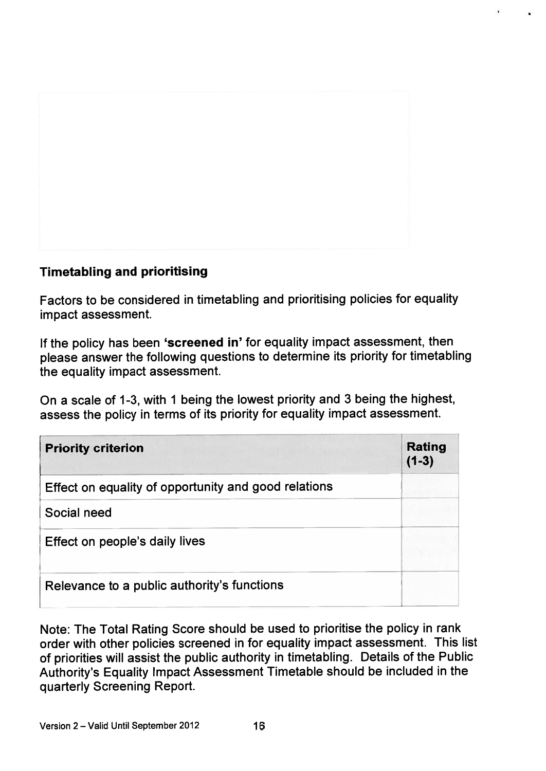### Timetabling and prioritising

Factors to be considered in timetabling and prioritising policies for equality impact assessment.

If the policy has been **'screened in'** for equality impact assessment, then please answer the following questions to determine its priority for timetabling the equality impact assessment.

On a scale of 1-3, with 1 being the lowest priority and 3 being the highest, assess the policy in terms of its priority for equality impact assessment.

| Priority criterion | Rating (1-3) |
|---|---|
| Effect on equality of opportunity and good relations | |
| Social need | |
| Effect on people's daily lives | |
| Relevance to a public authority's functions | |

Note: The Total Rating Score should be used to prioritise the policy in rank order with other policies screened in for equality impact assessment. This list of priorities will assist the public authority in timetabling. Details of the Public Authority's Equality Impact Assessment Timetable should be included in the quarterly Screening Report.

Version 2 – Valid Until September 2012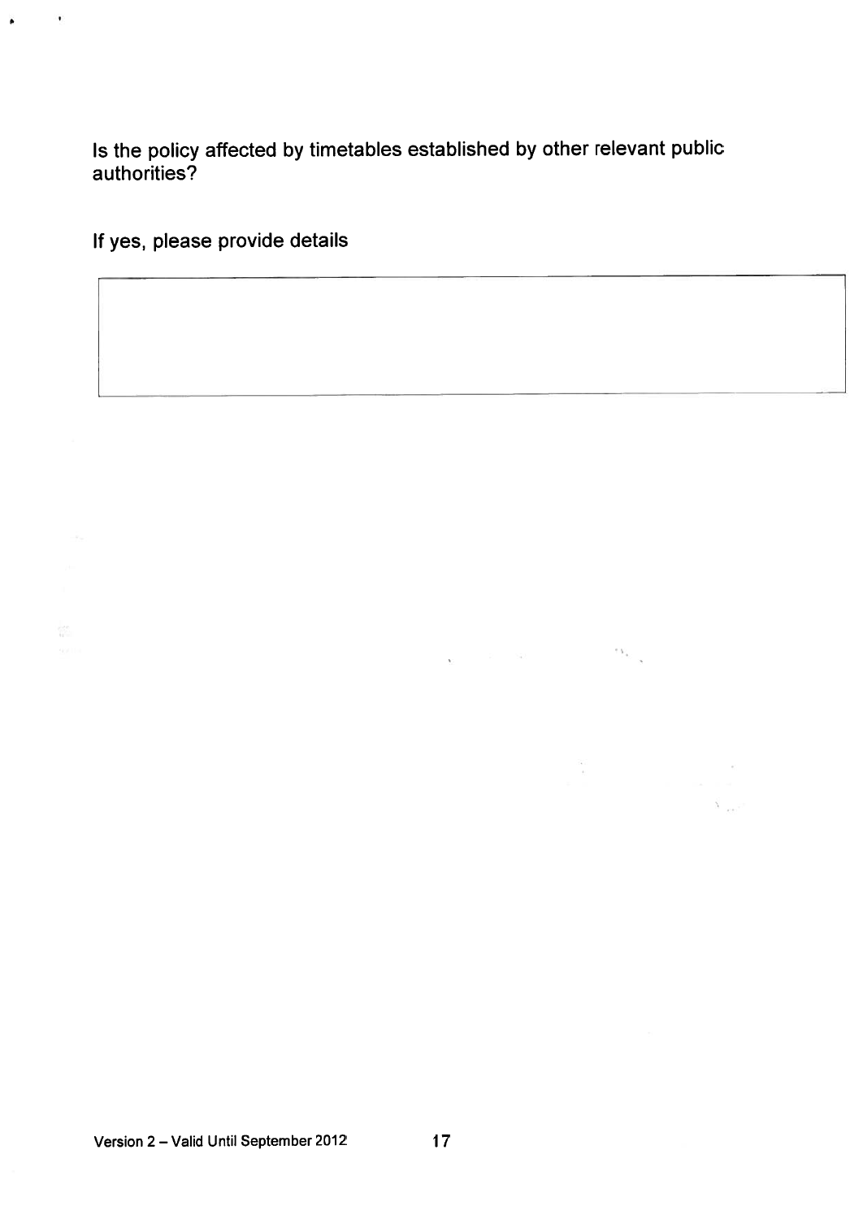Is the policy affected by timetables established by other relevant public authorities?

If yes, please provide details

|   |
|---|
|   |

Version 2 – Valid Until September 2012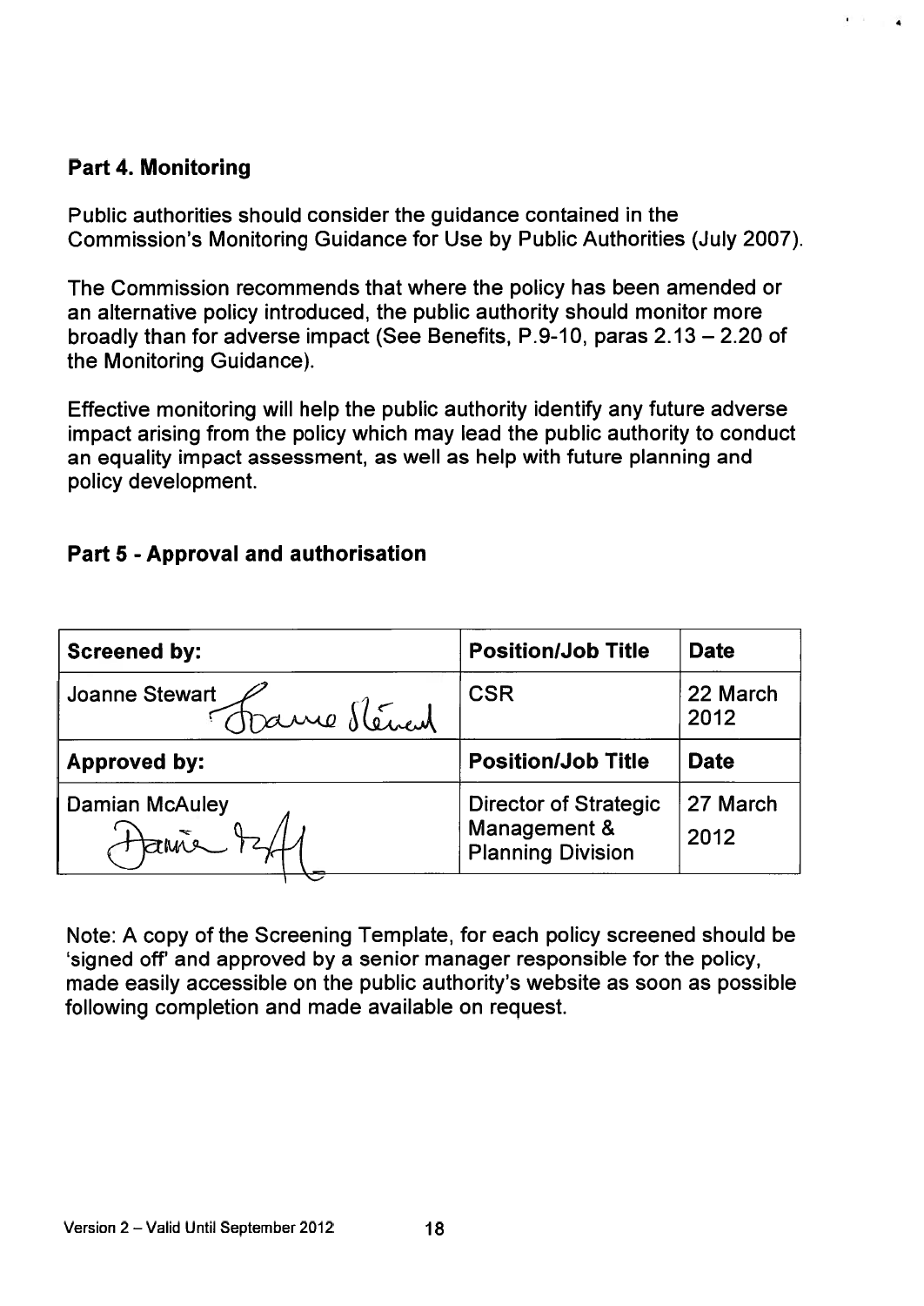## Part 4. Monitoring

Public authorities should consider the guidance contained in the Commission's Monitoring Guidance for Use by Public Authorities (July 2007).

The Commission recommends that where the policy has been amended or an alternative policy introduced, the public authority should monitor more broadly than for adverse impact (See Benefits, P.9-10, paras 2.13 – 2.20 of the Monitoring Guidance).

Effective monitoring will help the public authority identify any future adverse impact arising from the policy which may lead the public authority to conduct an equality impact assessment, as well as help with future planning and policy development.

## Part 5 - Approval and authorisation

| **Screened by:** | **Position/Job Title** | **Date** |
| --- | --- | --- |
| Joanne Stewart | CSR | 22 March 2012 |
| **Approved by:** | **Position/Job Title** | **Date** |
| Damian McAuley | Director of Strategic Management & Planning Division | 27 March 2012 |

Note: A copy of the Screening Template, for each policy screened should be 'signed off' and approved by a senior manager responsible for the policy, made easily accessible on the public authority's website as soon as possible following completion and made available on request.

Version 2 – Valid Until September 2012